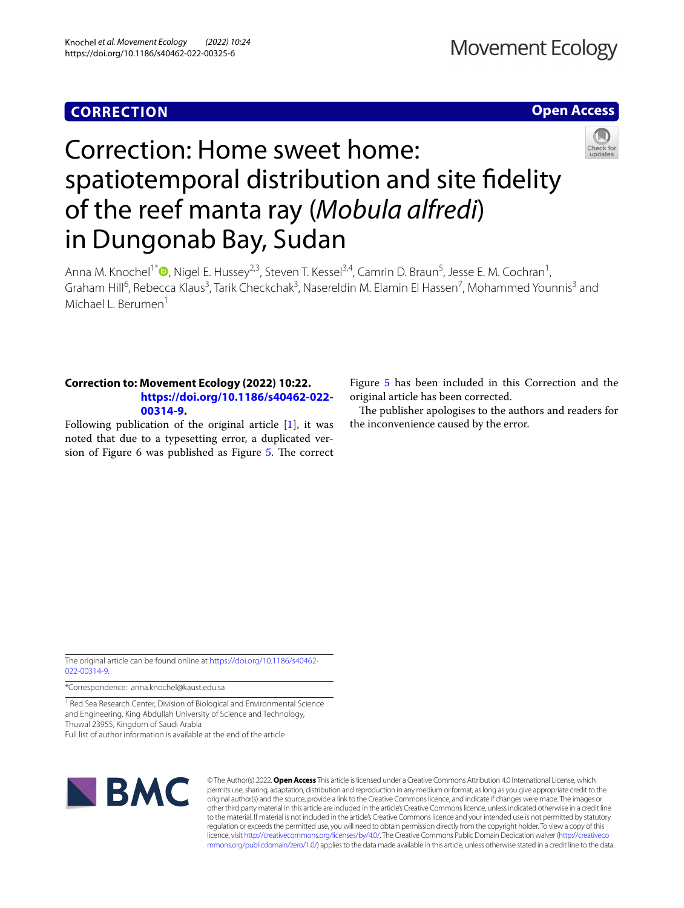**CORRECTION** **Open Access**

# Correction: Home sweet home: spatiotemporal distribution and site fidelity of the reef manta ray (*Mobula alfredi*) in Dungonab Bay, Sudan

Anna M. Knochel[1*], Nigel E. Hussey[2,3], Steven T. Kessel[3,4], Camrin D. Braun[5], Jesse E. M. Cochran[1], Graham Hill[6], Rebecca Klaus[3], Tarik Checkchak[3], Nasereldin M. Elamin El Hassen[7], Mohammed Younnis[3] and Michael L. Berumen[1]

**Correction to: Movement Ecology (2022) 10:22. https://doi.org/10.1186/s40462-022-00314-9.**

Following publication of the original article [1], it was noted that due to a typesetting error, a duplicated version of Figure 6 was published as Figure 5. The correct Figure 5 has been included in this Correction and the original article has been corrected.

The publisher apologises to the authors and readers for the inconvenience caused by the error.

The original article can be found online at https://doi.org/10.1186/s40462-022-00314-9.

*Correspondence: anna.knochel@kaust.edu.sa

[1] Red Sea Research Center, Division of Biological and Environmental Science and Engineering, King Abdullah University of Science and Technology, Thuwal 23955, Kingdom of Saudi Arabia

Full list of author information is available at the end of the article

© The Author(s) 2022. **Open Access** This article is licensed under a Creative Commons Attribution 4.0 International License, which permits use, sharing, adaptation, distribution and reproduction in any medium or format, as long as you give appropriate credit to the original author(s) and the source, provide a link to the Creative Commons licence, and indicate if changes were made. The images or other third party material in this article are included in the article's Creative Commons licence, unless indicated otherwise in a credit line to the material. If material is not included in the article's Creative Commons licence and your intended use is not permitted by statutory regulation or exceeds the permitted use, you will need to obtain permission directly from the copyright holder. To view a copy of this licence, visit http://creativecommons.org/licenses/by/4.0/. The Creative Commons Public Domain Dedication waiver (http://creativecommons.org/publicdomain/zero/1.0/) applies to the data made available in this article, unless otherwise stated in a credit line to the data.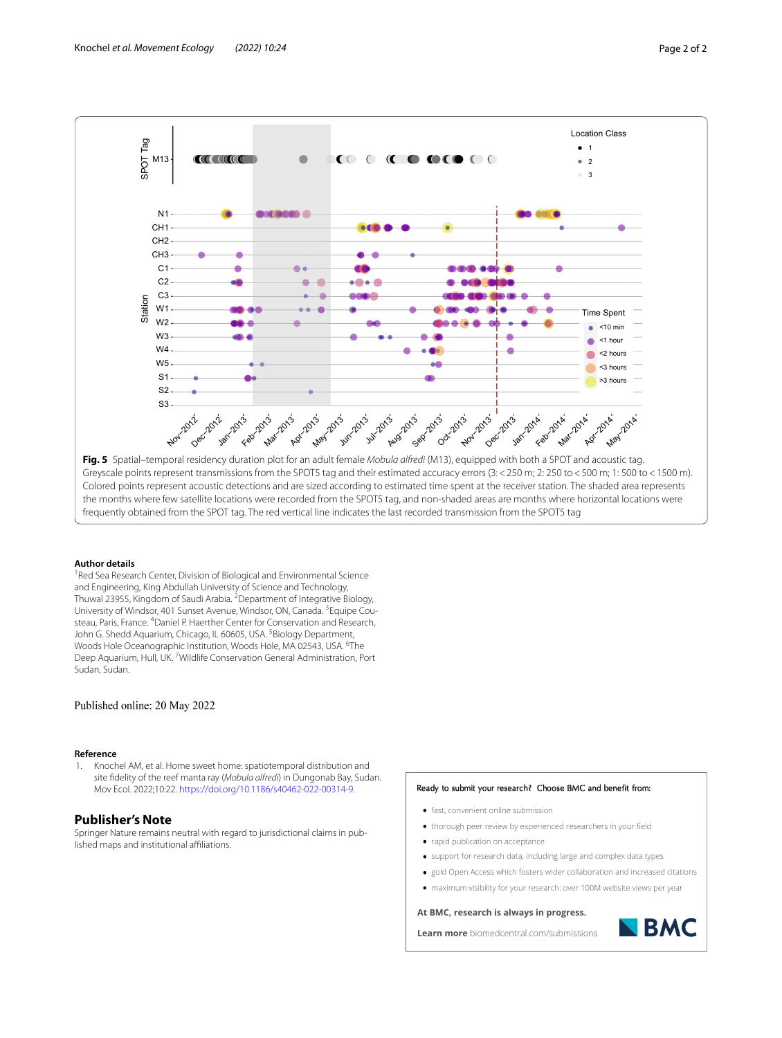SPOT Tag

M13

Location Class

1

2

3

Station

N1

CH1

CH2

CH3

C1

C2

C3

W1

W2

W3

W4

W5

S1

S2

S3

Time Spent

<10 min

<1 hour

<2 hours

<3 hours

>3 hours

Nov-2012 Dec-2012 Jan-2013 Feb-2013 Mar-2013 Apr-2013 May-2013 Jun-2013 Jul-2013 Aug-2013 Sep-2013 Oct-2013 Nov-2013 Dec-2013 Jan-2014 Feb-2014 Mar-2014 Apr-2014 May-2014

**Fig. 5** Spatial–temporal residency duration plot for an adult female *Mobula alfredi* (M13), equipped with both a SPOT and acoustic tag. Greyscale points represent transmissions from the SPOT5 tag and their estimated accuracy errors (3: < 250 m; 2: 250 to < 500 m; 1: 500 to < 1500 m). Colored points represent acoustic detections and are sized according to estimated time spent at the receiver station. The shaded area represents the months where few satellite locations were recorded from the SPOT5 tag, and non-shaded areas are months where horizontal locations were frequently obtained from the SPOT tag. The red vertical line indicates the last recorded transmission from the SPOT5 tag

## Author details

[1]Red Sea Research Center, Division of Biological and Environmental Science and Engineering, King Abdullah University of Science and Technology, Thuwal 23955, Kingdom of Saudi Arabia. [2]Department of Integrative Biology, University of Windsor, 401 Sunset Avenue, Windsor, ON, Canada. [3]Equipe Cousteau, Paris, France. [4]Daniel P. Haerther Center for Conservation and Research, John G. Shedd Aquarium, Chicago, IL 60605, USA. [5]Biology Department, Woods Hole Oceanographic Institution, Woods Hole, MA 02543, USA. [6]The Deep Aquarium, Hull, UK. [7]Wildlife Conservation General Administration, Port Sudan, Sudan.

Published online: 20 May 2022

## Reference

1. Knochel AM, et al. Home sweet home: spatiotemporal distribution and site fidelity of the reef manta ray (*Mobula alfredi*) in Dungonab Bay, Sudan. Mov Ecol. 2022;10:22. https://doi.org/10.1186/s40462-022-00314-9.

## Publisher's Note

Springer Nature remains neutral with regard to jurisdictional claims in published maps and institutional affiliations.

Ready to submit your research? Choose BMC and benefit from:

- fast, convenient online submission
- thorough peer review by experienced researchers in your field
- rapid publication on acceptance
- support for research data, including large and complex data types
- gold Open Access which fosters wider collaboration and increased citations
- maximum visibility for your research: over 100M website views per year

**At BMC, research is always in progress.**

**Learn more** biomedcentral.com/submissions

BMC